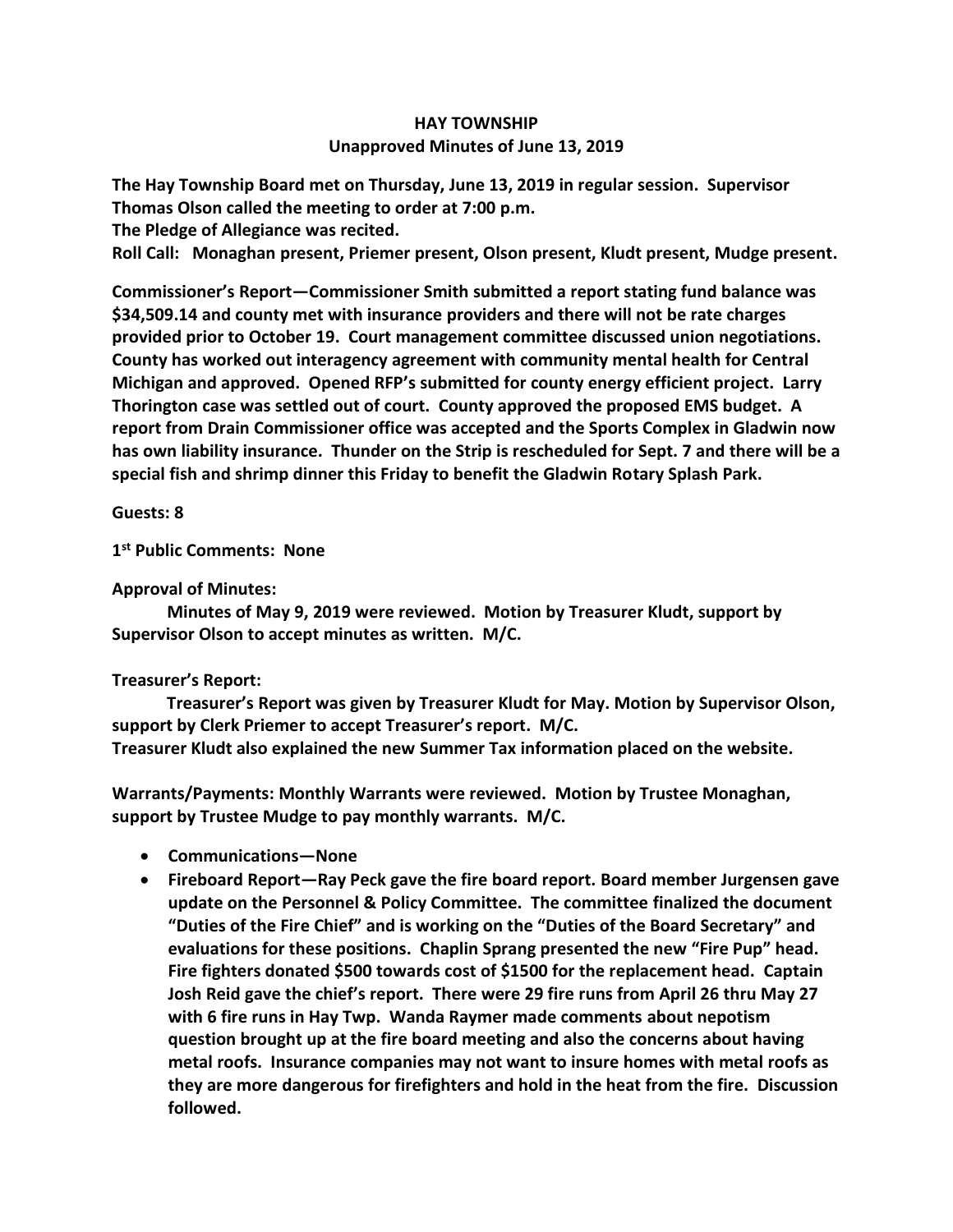# HAY TOWNSHIP
## Unapproved Minutes of June 13, 2019

**The Hay Township Board met on Thursday, June 13, 2019 in regular session. Supervisor Thomas Olson called the meeting to order at 7:00 p.m.**
**The Pledge of Allegiance was recited.**
**Roll Call: Monaghan present, Priemer present, Olson present, Kludt present, Mudge present.**

**Commissioner's Report—Commissioner Smith submitted a report stating fund balance was $34,509.14 and county met with insurance providers and there will not be rate charges provided prior to October 19. Court management committee discussed union negotiations. County has worked out interagency agreement with community mental health for Central Michigan and approved. Opened RFP's submitted for county energy efficient project. Larry Thorington case was settled out of court. County approved the proposed EMS budget. A report from Drain Commissioner office was accepted and the Sports Complex in Gladwin now has own liability insurance. Thunder on the Strip is rescheduled for Sept. 7 and there will be a special fish and shrimp dinner this Friday to benefit the Gladwin Rotary Splash Park.**

**Guests: 8**

**1st Public Comments: None**

**Approval of Minutes:**

**Minutes of May 9, 2019 were reviewed. Motion by Treasurer Kludt, support by Supervisor Olson to accept minutes as written. M/C.**

**Treasurer's Report:**

**Treasurer's Report was given by Treasurer Kludt for May. Motion by Supervisor Olson, support by Clerk Priemer to accept Treasurer's report. M/C.**
**Treasurer Kludt also explained the new Summer Tax information placed on the website.**

**Warrants/Payments: Monthly Warrants were reviewed. Motion by Trustee Monaghan, support by Trustee Mudge to pay monthly warrants. M/C.**

- **Communications—None**
- **Fireboard Report—Ray Peck gave the fire board report. Board member Jurgensen gave update on the Personnel & Policy Committee. The committee finalized the document "Duties of the Fire Chief" and is working on the "Duties of the Board Secretary" and evaluations for these positions. Chaplin Sprang presented the new "Fire Pup" head. Fire fighters donated $500 towards cost of $1500 for the replacement head. Captain Josh Reid gave the chief's report. There were 29 fire runs from April 26 thru May 27 with 6 fire runs in Hay Twp. Wanda Raymer made comments about nepotism question brought up at the fire board meeting and also the concerns about having metal roofs. Insurance companies may not want to insure homes with metal roofs as they are more dangerous for firefighters and hold in the heat from the fire. Discussion followed.**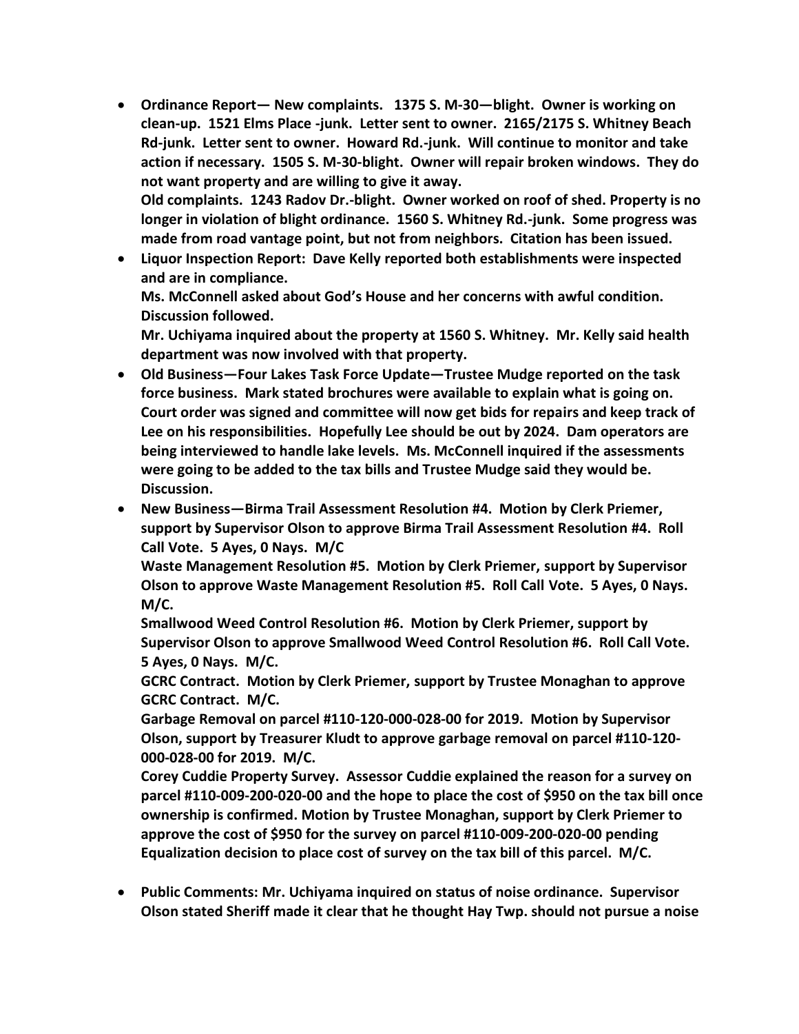- **Ordinance Report— New complaints. 1375 S. M-30—blight. Owner is working on clean-up. 1521 Elms Place -junk. Letter sent to owner. 2165/2175 S. Whitney Beach Rd-junk. Letter sent to owner. Howard Rd.-junk. Will continue to monitor and take action if necessary. 1505 S. M-30-blight. Owner will repair broken windows. They do not want property and are willing to give it away.**

  **Old complaints. 1243 Radov Dr.-blight. Owner worked on roof of shed. Property is no longer in violation of blight ordinance. 1560 S. Whitney Rd.-junk. Some progress was made from road vantage point, but not from neighbors. Citation has been issued.**

- **Liquor Inspection Report: Dave Kelly reported both establishments were inspected and are in compliance.**

  **Ms. McConnell asked about God's House and her concerns with awful condition. Discussion followed.**

  **Mr. Uchiyama inquired about the property at 1560 S. Whitney. Mr. Kelly said health department was now involved with that property.**

- **Old Business—Four Lakes Task Force Update—Trustee Mudge reported on the task force business. Mark stated brochures were available to explain what is going on. Court order was signed and committee will now get bids for repairs and keep track of Lee on his responsibilities. Hopefully Lee should be out by 2024. Dam operators are being interviewed to handle lake levels. Ms. McConnell inquired if the assessments were going to be added to the tax bills and Trustee Mudge said they would be. Discussion.**

- **New Business—Birma Trail Assessment Resolution #4. Motion by Clerk Priemer, support by Supervisor Olson to approve Birma Trail Assessment Resolution #4. Roll Call Vote. 5 Ayes, 0 Nays. M/C**

  **Waste Management Resolution #5. Motion by Clerk Priemer, support by Supervisor Olson to approve Waste Management Resolution #5. Roll Call Vote. 5 Ayes, 0 Nays. M/C.**

  **Smallwood Weed Control Resolution #6. Motion by Clerk Priemer, support by Supervisor Olson to approve Smallwood Weed Control Resolution #6. Roll Call Vote. 5 Ayes, 0 Nays. M/C.**

  **GCRC Contract. Motion by Clerk Priemer, support by Trustee Monaghan to approve GCRC Contract. M/C.**

  **Garbage Removal on parcel #110-120-000-028-00 for 2019. Motion by Supervisor Olson, support by Treasurer Kludt to approve garbage removal on parcel #110-120-000-028-00 for 2019. M/C.**

  **Corey Cuddie Property Survey. Assessor Cuddie explained the reason for a survey on parcel #110-009-200-020-00 and the hope to place the cost of $950 on the tax bill once ownership is confirmed. Motion by Trustee Monaghan, support by Clerk Priemer to approve the cost of $950 for the survey on parcel #110-009-200-020-00 pending Equalization decision to place cost of survey on the tax bill of this parcel. M/C.**

- **Public Comments: Mr. Uchiyama inquired on status of noise ordinance. Supervisor Olson stated Sheriff made it clear that he thought Hay Twp. should not pursue a noise**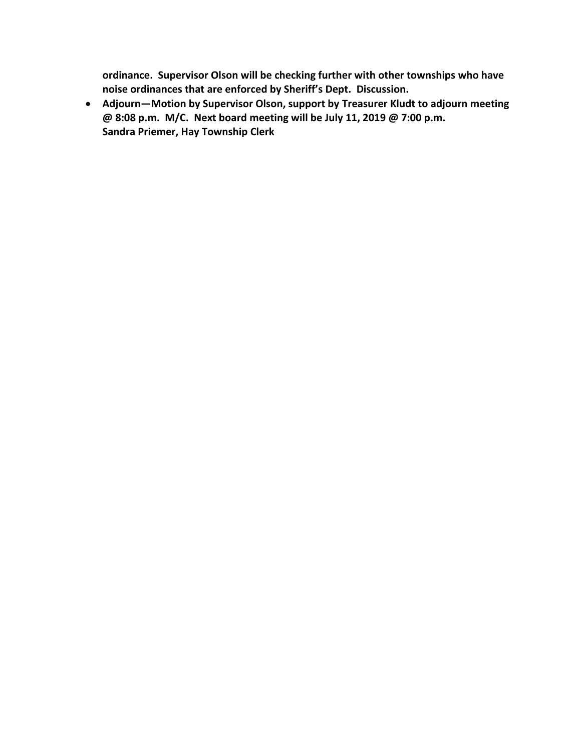**ordinance. Supervisor Olson will be checking further with other townships who have noise ordinances that are enforced by Sheriff's Dept. Discussion.**

- **Adjourn—Motion by Supervisor Olson, support by Treasurer Kludt to adjourn meeting @ 8:08 p.m. M/C. Next board meeting will be July 11, 2019 @ 7:00 p.m.**
  **Sandra Priemer, Hay Township Clerk**